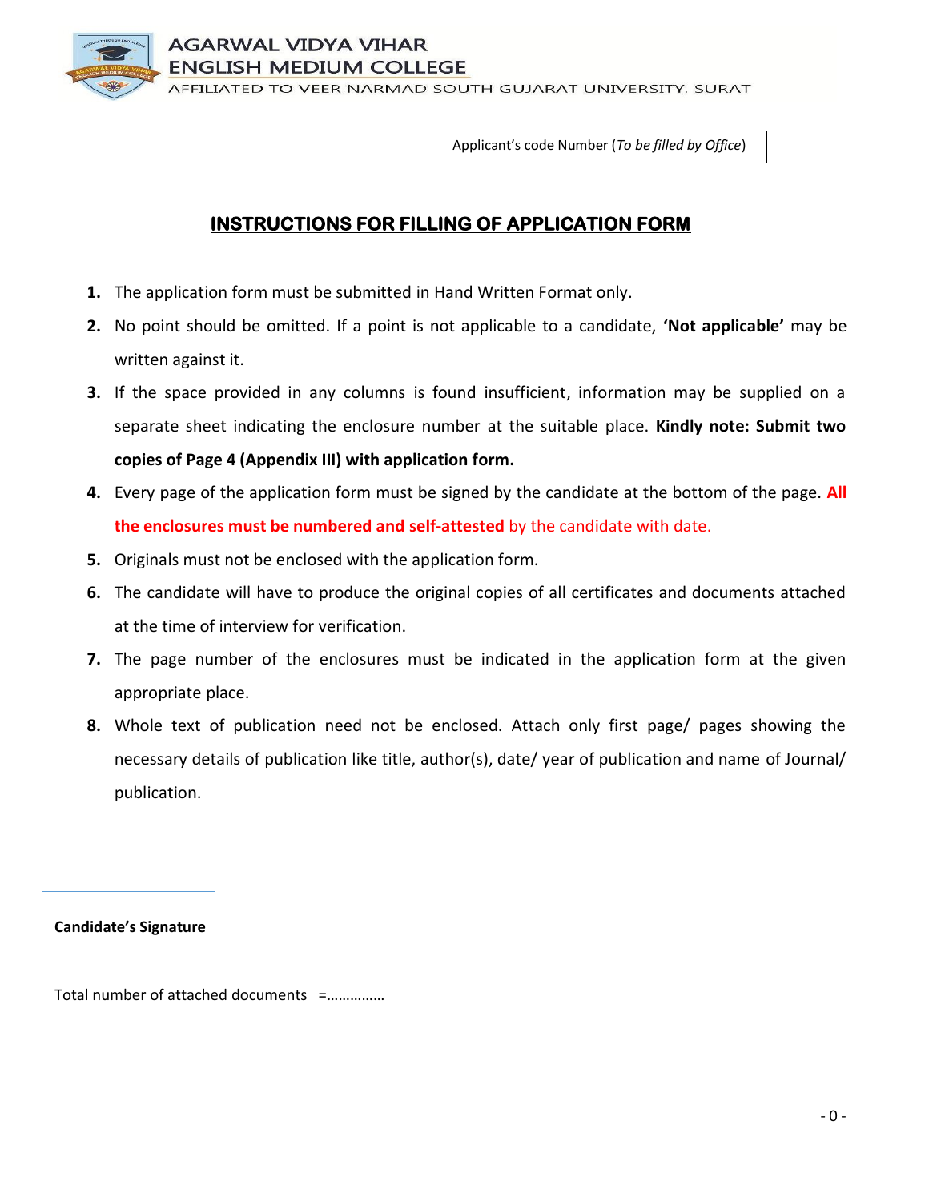AGARWAL VIDYA VIHAR
ENGLISH MEDIUM COLLEGE
AFFILIATED TO VEER NARMAD SOUTH GUJARAT UNIVERSITY, SURAT

| Applicant's code Number (*To be filled by Office*) | |
|---|---|

# INSTRUCTIONS FOR FILLING OF APPLICATION FORM

1. The application form must be submitted in Hand Written Format only.
2. No point should be omitted. If a point is not applicable to a candidate, **'Not applicable'** may be written against it.
3. If the space provided in any columns is found insufficient, information may be supplied on a separate sheet indicating the enclosure number at the suitable place. **Kindly note: Submit two copies of Page 4 (Appendix III) with application form.**
4. Every page of the application form must be signed by the candidate at the bottom of the page. **All the enclosures must be numbered and self-attested** by the candidate with date.
5. Originals must not be enclosed with the application form.
6. The candidate will have to produce the original copies of all certificates and documents attached at the time of interview for verification.
7. The page number of the enclosures must be indicated in the application form at the given appropriate place.
8. Whole text of publication need not be enclosed. Attach only first page/ pages showing the necessary details of publication like title, author(s), date/ year of publication and name of Journal/ publication.

**Candidate's Signature**

Total number of attached documents =……………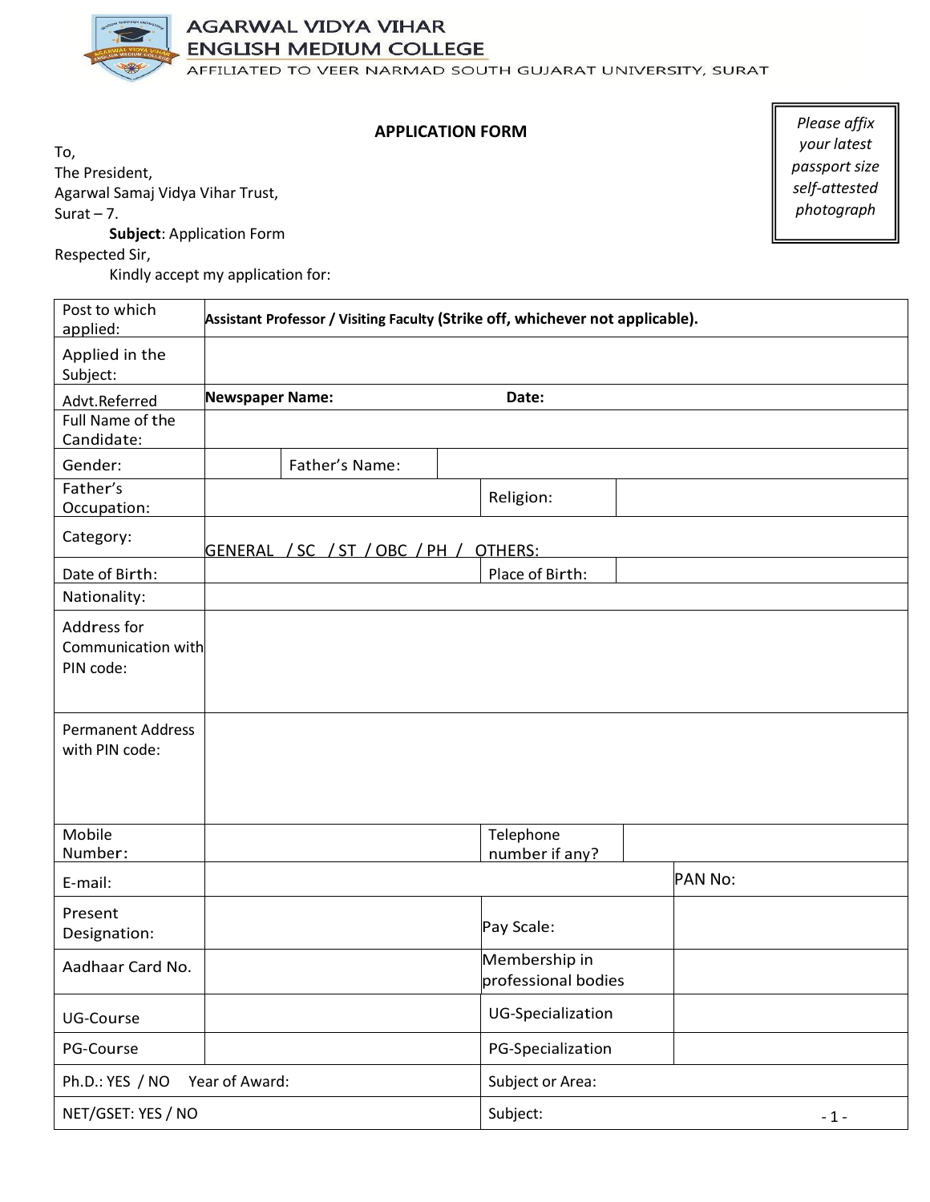AGARWAL VIDYA VIHAR
ENGLISH MEDIUM COLLEGE
AFFILIATED TO VEER NARMAD SOUTH GUJARAT UNIVERSITY, SURAT

## APPLICATION FORM

*Please affix your latest passport size self-attested photograph*

To,
The President,
Agarwal Samaj Vidya Vihar Trust,
Surat – 7.

**Subject**: Application Form

Respected Sir,

Kindly accept my application for:

| | | | |
|---|---|---|---|
| Post to which applied: | **Assistant Professor / Visiting Faculty (Strike off, whichever not applicable).** | | |
| Applied in the Subject: | | | |
| Advt.Referred | **Newspaper Name:** | **Date:** | |
| Full Name of the Candidate: | | | |
| Gender: | | Father's Name: | |
| Father's Occupation: | | Religion: | |
| Category: | GENERAL / SC / ST / OBC / PH / OTHERS: | | |
| Date of Birth: | | Place of Birth: | |
| Nationality: | | | |
| Address for Communication with PIN code: | | | |
| Permanent Address with PIN code: | | | |
| Mobile Number: | | Telephone number if any? | |
| E-mail: | | PAN No: | |
| Present Designation: | | Pay Scale: | |
| Aadhaar Card No. | | Membership in professional bodies | |
| UG-Course | | UG-Specialization | |
| PG-Course | | PG-Specialization | |
| Ph.D.: YES / NO Year of Award: | | Subject or Area: | |
| NET/GSET: YES / NO | | Subject: | |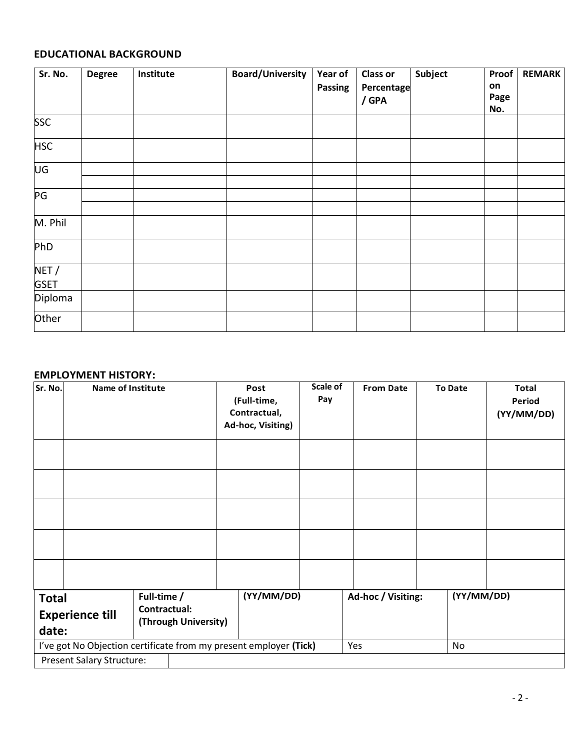## EDUCATIONAL BACKGROUND

| Sr. No. | Degree | Institute | Board/University | Year of Passing | Class or Percentage / GPA | Subject | Proof on Page No. | REMARK |
|---|---|---|---|---|---|---|---|---|
| SSC | | | | | | | | |
| HSC | | | | | | | | |
| UG | | | | | | | | |
| | | | | | | | | |
| PG | | | | | | | | |
| | | | | | | | | |
| M. Phil | | | | | | | | |
| PhD | | | | | | | | |
| NET / GSET | | | | | | | | |
| Diploma | | | | | | | | |
| Other | | | | | | | | |

## EMPLOYMENT HISTORY:

| Sr. No. | Name of Institute | Post (Full-time, Contractual, Ad-hoc, Visiting) | Scale of Pay | From Date | To Date | Total Period (YY/MM/DD) |
|---|---|---|---|---|---|---|
| | | | | | | |
| | | | | | | |
| | | | | | | |
| | | | | | | |
| | | | | | | |

| **Total Experience till date:** | **Full-time / Contractual: (Through University)** | **(YY/MM/DD)** | **Ad-hoc / Visiting:** | **(YY/MM/DD)** |
|---|---|---|---|---|
| I've got No Objection certificate from my present employer **(Tick)** | | | Yes | No |
| Present Salary Structure: | | | | |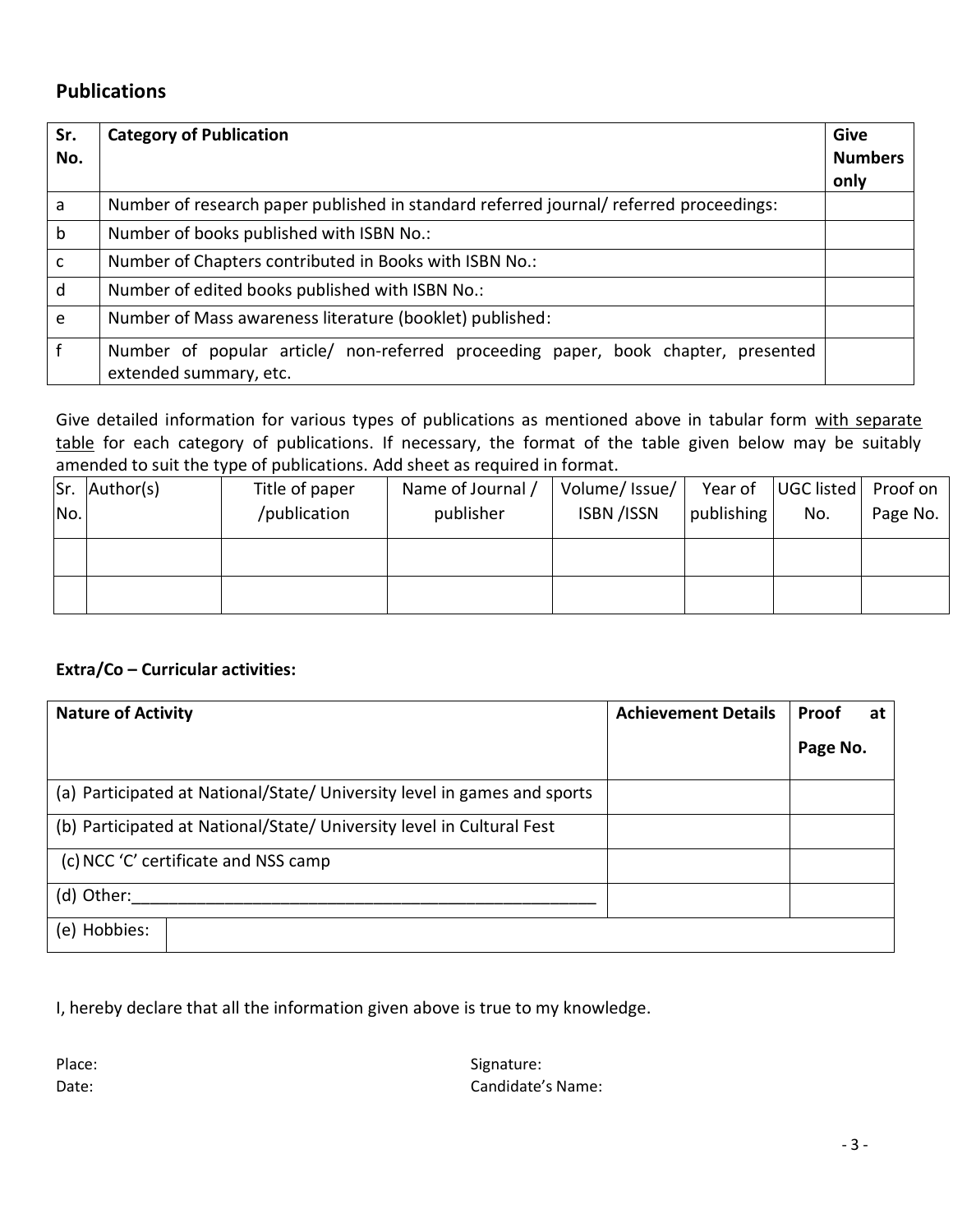## Publications

| Sr. No. | Category of Publication | Give Numbers only |
|---|---|---|
| a | Number of research paper published in standard referred journal/ referred proceedings: | |
| b | Number of books published with ISBN No.: | |
| c | Number of Chapters contributed in Books with ISBN No.: | |
| d | Number of edited books published with ISBN No.: | |
| e | Number of Mass awareness literature (booklet) published: | |
| f | Number of popular article/ non-referred proceeding paper, book chapter, presented extended summary, etc. | |

Give detailed information for various types of publications as mentioned above in tabular form <u>with separate table</u> for each category of publications. If necessary, the format of the table given below may be suitably amended to suit the type of publications. Add sheet as required in format.

| Sr. No. | Author(s) | Title of paper /publication | Name of Journal / publisher | Volume/ Issue/ ISBN /ISSN | Year of publishing | UGC listed No. | Proof on Page No. |
|---|---|---|---|---|---|---|---|
| | | | | | | | |
| | | | | | | | |

**Extra/Co – Curricular activities:**

| Nature of Activity | Achievement Details | Proof at Page No. |
|---|---|---|
| (a) Participated at National/State/ University level in games and sports | | |
| (b) Participated at National/State/ University level in Cultural Fest | | |
| (c) NCC 'C' certificate and NSS camp | | |
| (d) Other:_______________________________________________ | | |
| (e) Hobbies: | | |

I, hereby declare that all the information given above is true to my knowledge.

Place:

Date:

Signature:

Candidate's Name: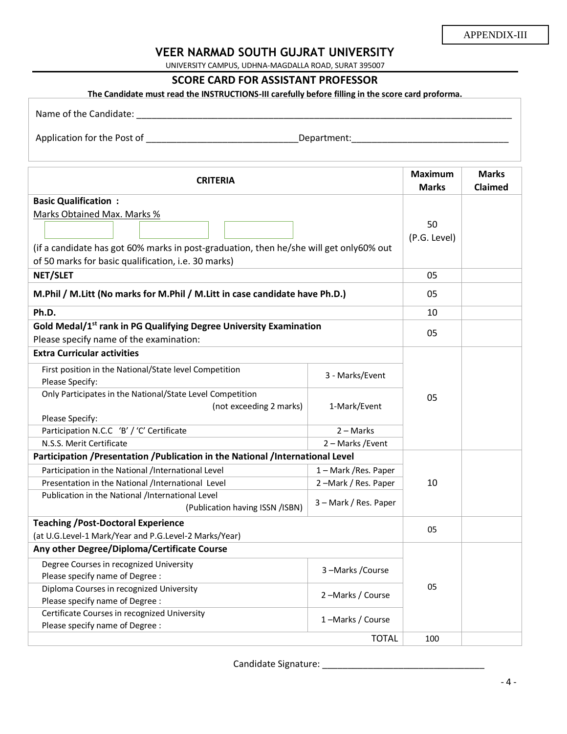APPENDIX-III

# VEER NARMAD SOUTH GUJRAT UNIVERSITY

UNIVERSITY CAMPUS, UDHNA-MAGDALLA ROAD, SURAT 395007

## SCORE CARD FOR ASSISTANT PROFESSOR

**The Candidate must read the INSTRUCTIONS-III carefully before filling in the score card proforma.**

Name of the Candidate: ______________________________________________

Application for the Post of ____________________________ Department: ____________________________

| CRITERIA | | Maximum Marks | Marks Claimed |
|---|---|---|---|
| **Basic Qualification :**<br>Marks Obtained Max. Marks %<br>(if a candidate has got 60% marks in post-graduation, then he/she will get only60% out of 50 marks for basic qualification, i.e. 30 marks) | | 50 (P.G. Level) | |
| **NET/SLET** | | 05 | |
| **M.Phil / M.Litt (No marks for M.Phil / M.Litt in case candidate have Ph.D.)** | | 05 | |
| **Ph.D.** | | 10 | |
| **Gold Medal/1st rank in PG Qualifying Degree University Examination**<br>Please specify name of the examination: | | 05 | |
| **Extra Curricular activities** | | 05 | |
| First position in the National/State level Competition<br>Please Specify: | 3 - Marks/Event | | |
| Only Participates in the National/State Level Competition (not exceeding 2 marks)<br>Please Specify: | 1-Mark/Event | | |
| Participation N.C.C 'B' / 'C' Certificate | 2 – Marks | | |
| N.S.S. Merit Certificate | 2 – Marks /Event | | |
| **Participation /Presentation /Publication in the National /International Level** | | 10 | |
| Participation in the National /International Level | 1 – Mark /Res. Paper | | |
| Presentation in the National /International Level | 2 –Mark / Res. Paper | | |
| Publication in the National /International Level (Publication having ISSN /ISBN) | 3 – Mark / Res. Paper | | |
| **Teaching /Post-Doctoral Experience**<br>(at U.G.Level-1 Mark/Year and P.G.Level-2 Marks/Year) | | 05 | |
| **Any other Degree/Diploma/Certificate Course** | | 05 | |
| Degree Courses in recognized University<br>Please specify name of Degree : | 3 –Marks /Course | | |
| Diploma Courses in recognized University<br>Please specify name of Degree : | 2 –Marks / Course | | |
| Certificate Courses in recognized University<br>Please specify name of Degree : | 1 –Marks / Course | | |
| | TOTAL | 100 | |

Candidate Signature: ______________________________